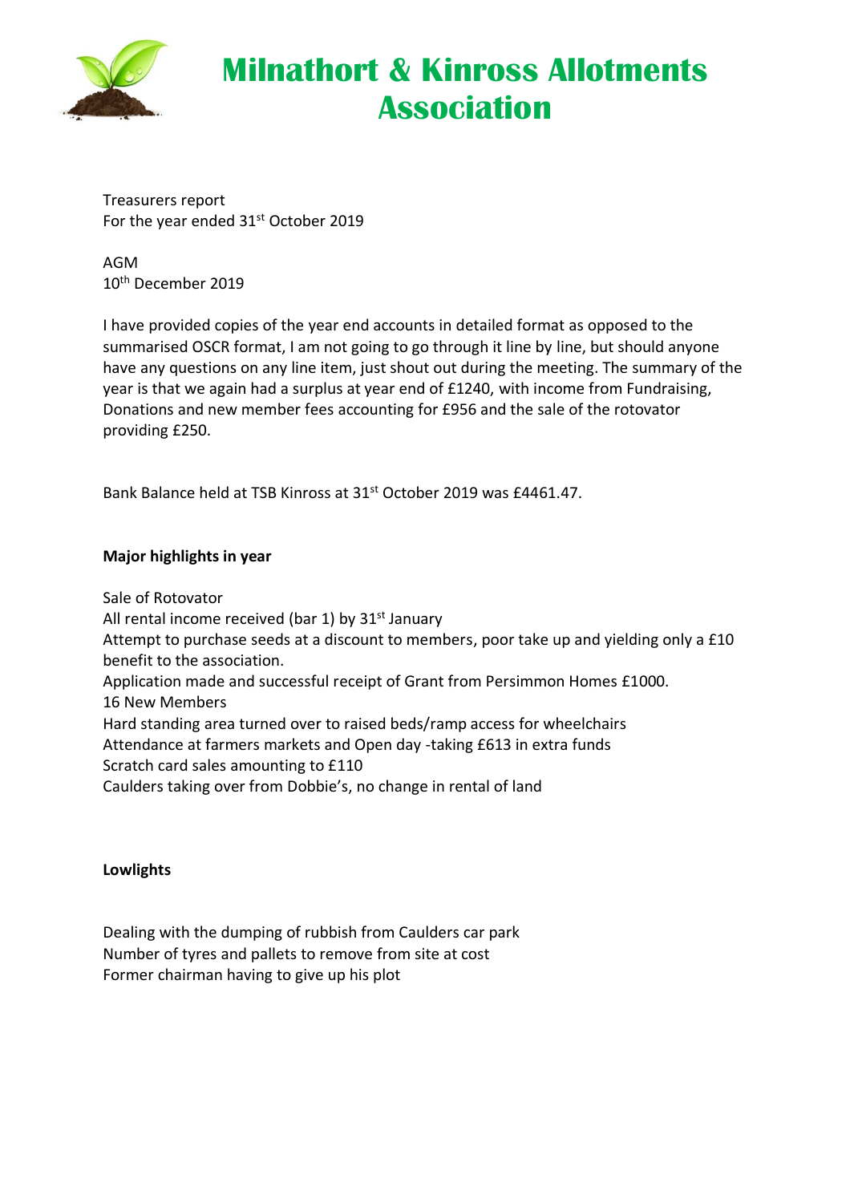# Milnathort & Kinross Allotments Association

Treasurers report
For the year ended 31st October 2019

AGM
10th December 2019

I have provided copies of the year end accounts in detailed format as opposed to the summarised OSCR format, I am not going to go through it line by line, but should anyone have any questions on any line item, just shout out during the meeting. The summary of the year is that we again had a surplus at year end of £1240, with income from Fundraising, Donations and new member fees accounting for £956 and the sale of the rotovator providing £250.

Bank Balance held at TSB Kinross at 31st October 2019 was £4461.47.

**Major highlights in year**

Sale of Rotovator
All rental income received (bar 1) by 31st January
Attempt to purchase seeds at a discount to members, poor take up and yielding only a £10 benefit to the association.
Application made and successful receipt of Grant from Persimmon Homes £1000.
16 New Members
Hard standing area turned over to raised beds/ramp access for wheelchairs
Attendance at farmers markets and Open day -taking £613 in extra funds
Scratch card sales amounting to £110
Caulders taking over from Dobbie's, no change in rental of land

**Lowlights**

Dealing with the dumping of rubbish from Caulders car park
Number of tyres and pallets to remove from site at cost
Former chairman having to give up his plot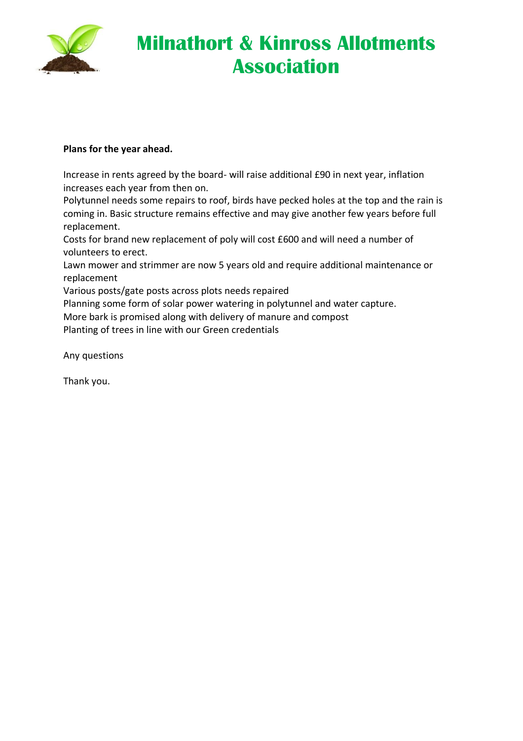# Milnathort & Kinross Allotments Association

**Plans for the year ahead.**

Increase in rents agreed by the board- will raise additional £90 in next year, inflation increases each year from then on.
Polytunnel needs some repairs to roof, birds have pecked holes at the top and the rain is coming in. Basic structure remains effective and may give another few years before full replacement.
Costs for brand new replacement of poly will cost £600 and will need a number of volunteers to erect.
Lawn mower and strimmer are now 5 years old and require additional maintenance or replacement
Various posts/gate posts across plots needs repaired
Planning some form of solar power watering in polytunnel and water capture.
More bark is promised along with delivery of manure and compost
Planting of trees in line with our Green credentials

Any questions

Thank you.